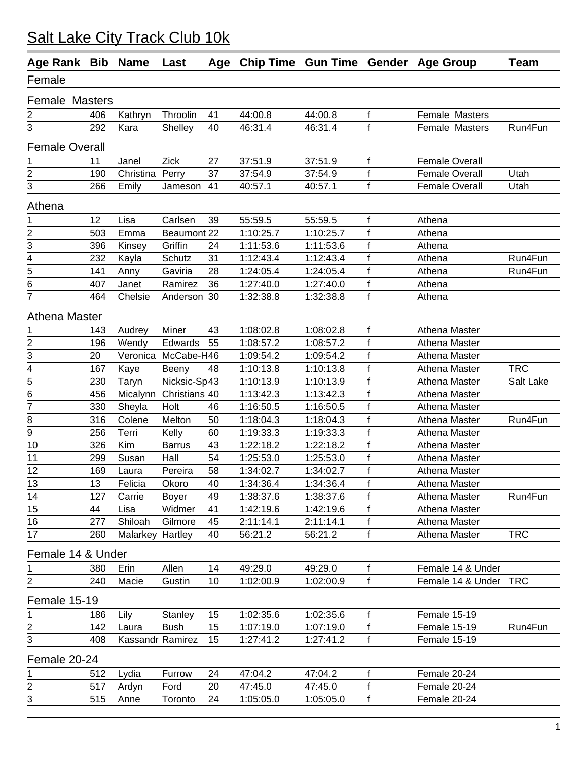# Salt Lake City Track Club 10k

| Age Rank | Bib | Name | Last | Age | Chip Time | Gun Time | Gender | Age Group | Team |
|---|---|---|---|---|---|---|---|---|---|
| **Female** | | | | | | | | | |
| **Female Masters** | | | | | | | | | |
| 2 | 406 | Kathryn | Throolin | 41 | 44:00.8 | 44:00.8 | f | Female Masters | |
| 3 | 292 | Kara | Shelley | 40 | 46:31.4 | 46:31.4 | f | Female Masters | Run4Fun |
| **Female Overall** | | | | | | | | | |
| 1 | 11 | Janel | Zick | 27 | 37:51.9 | 37:51.9 | f | Female Overall | |
| 2 | 190 | Christina | Perry | 37 | 37:54.9 | 37:54.9 | f | Female Overall | Utah |
| 3 | 266 | Emily | Jameson | 41 | 40:57.1 | 40:57.1 | f | Female Overall | Utah |
| **Athena** | | | | | | | | | |
| 1 | 12 | Lisa | Carlsen | 39 | 55:59.5 | 55:59.5 | f | Athena | |
| 2 | 503 | Emma | Beaumont | 22 | 1:10:25.7 | 1:10:25.7 | f | Athena | |
| 3 | 396 | Kinsey | Griffin | 24 | 1:11:53.6 | 1:11:53.6 | f | Athena | |
| 4 | 232 | Kayla | Schutz | 31 | 1:12:43.4 | 1:12:43.4 | f | Athena | Run4Fun |
| 5 | 141 | Anny | Gaviria | 28 | 1:24:05.4 | 1:24:05.4 | f | Athena | Run4Fun |
| 6 | 407 | Janet | Ramirez | 36 | 1:27:40.0 | 1:27:40.0 | f | Athena | |
| 7 | 464 | Chelsie | Anderson | 30 | 1:32:38.8 | 1:32:38.8 | f | Athena | |
| **Athena Master** | | | | | | | | | |
| 1 | 143 | Audrey | Miner | 43 | 1:08:02.8 | 1:08:02.8 | f | Athena Master | |
| 2 | 196 | Wendy | Edwards | 55 | 1:08:57.2 | 1:08:57.2 | f | Athena Master | |
| 3 | 20 | Veronica | McCabe-H | 46 | 1:09:54.2 | 1:09:54.2 | f | Athena Master | |
| 4 | 167 | Kaye | Beeny | 48 | 1:10:13.8 | 1:10:13.8 | f | Athena Master | TRC |
| 5 | 230 | Taryn | Nicksic-Sp | 43 | 1:10:13.9 | 1:10:13.9 | f | Athena Master | Salt Lake |
| 6 | 456 | Micalynn | Christians | 40 | 1:13:42.3 | 1:13:42.3 | f | Athena Master | |
| 7 | 330 | Sheyla | Holt | 46 | 1:16:50.5 | 1:16:50.5 | f | Athena Master | |
| 8 | 316 | Colene | Melton | 50 | 1:18:04.3 | 1:18:04.3 | f | Athena Master | Run4Fun |
| 9 | 256 | Terri | Kelly | 60 | 1:19:33.3 | 1:19:33.3 | f | Athena Master | |
| 10 | 326 | Kim | Barrus | 43 | 1:22:18.2 | 1:22:18.2 | f | Athena Master | |
| 11 | 299 | Susan | Hall | 54 | 1:25:53.0 | 1:25:53.0 | f | Athena Master | |
| 12 | 169 | Laura | Pereira | 58 | 1:34:02.7 | 1:34:02.7 | f | Athena Master | |
| 13 | 13 | Felicia | Okoro | 40 | 1:34:36.4 | 1:34:36.4 | f | Athena Master | |
| 14 | 127 | Carrie | Boyer | 49 | 1:38:37.6 | 1:38:37.6 | f | Athena Master | Run4Fun |
| 15 | 44 | Lisa | Widmer | 41 | 1:42:19.6 | 1:42:19.6 | f | Athena Master | |
| 16 | 277 | Shiloah | Gilmore | 45 | 2:11:14.1 | 2:11:14.1 | f | Athena Master | |
| 17 | 260 | Malarkey | Hartley | 40 | 56:21.2 | 56:21.2 | f | Athena Master | TRC |
| **Female 14 & Under** | | | | | | | | | |
| 1 | 380 | Erin | Allen | 14 | 49:29.0 | 49:29.0 | f | Female 14 & Under | |
| 2 | 240 | Macie | Gustin | 10 | 1:02:00.9 | 1:02:00.9 | f | Female 14 & Under | TRC |
| **Female 15-19** | | | | | | | | | |
| 1 | 186 | Lily | Stanley | 15 | 1:02:35.6 | 1:02:35.6 | f | Female 15-19 | |
| 2 | 142 | Laura | Bush | 15 | 1:07:19.0 | 1:07:19.0 | f | Female 15-19 | Run4Fun |
| 3 | 408 | Kassandr | Ramirez | 15 | 1:27:41.2 | 1:27:41.2 | f | Female 15-19 | |
| **Female 20-24** | | | | | | | | | |
| 1 | 512 | Lydia | Furrow | 24 | 47:04.2 | 47:04.2 | f | Female 20-24 | |
| 2 | 517 | Ardyn | Ford | 20 | 47:45.0 | 47:45.0 | f | Female 20-24 | |
| 3 | 515 | Anne | Toronto | 24 | 1:05:05.0 | 1:05:05.0 | f | Female 20-24 | |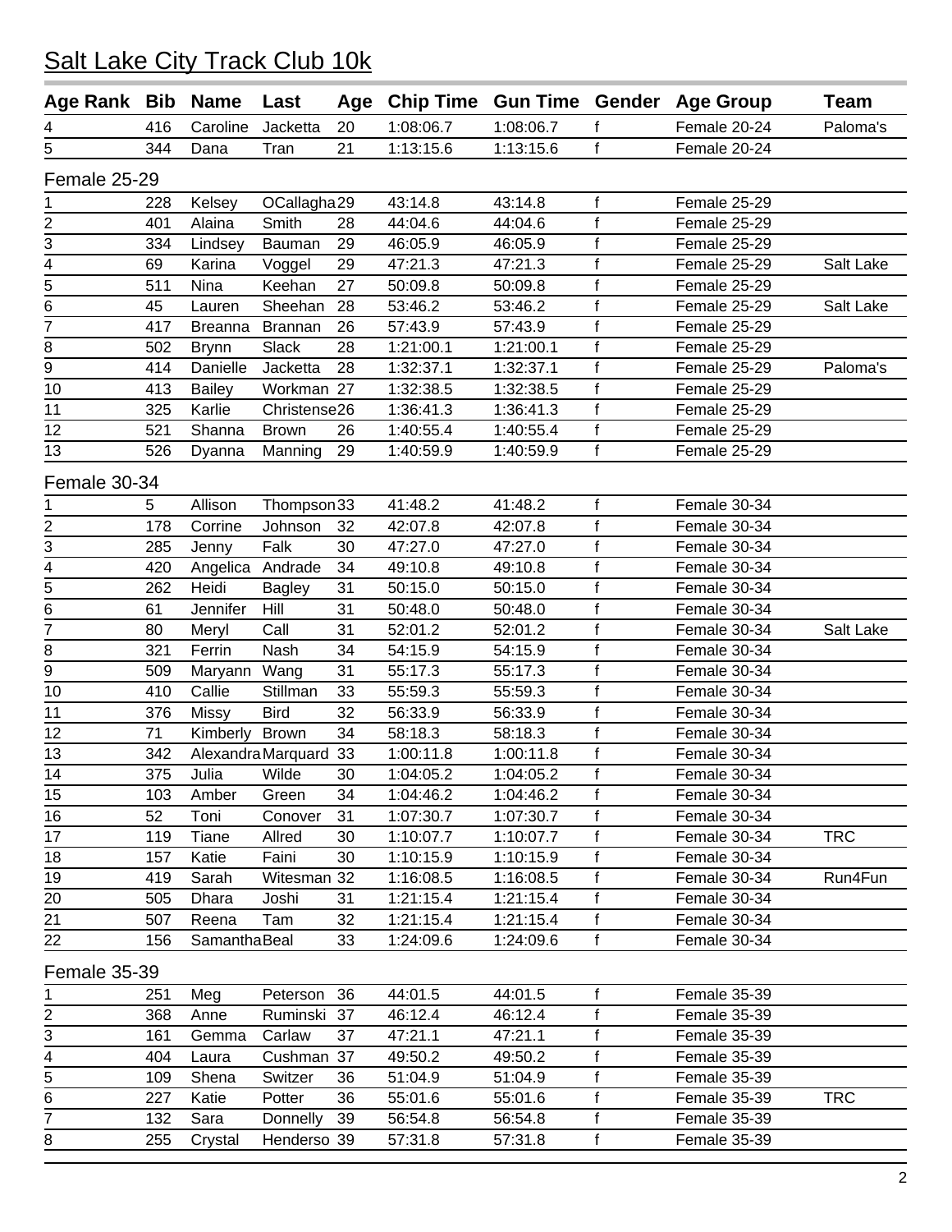# Salt Lake City Track Club 10k

| Age Rank | Bib | Name | Last | Age | Chip Time | Gun Time | Gender | Age Group | Team |
|---|---|---|---|---|---|---|---|---|---|
| 4 | 416 | Caroline | Jacketta | 20 | 1:08:06.7 | 1:08:06.7 | f | Female 20-24 | Paloma's |
| 5 | 344 | Dana | Tran | 21 | 1:13:15.6 | 1:13:15.6 | f | Female 20-24 | |

Female 25-29

| Age Rank | Bib | Name | Last | Age | Chip Time | Gun Time | Gender | Age Group | Team |
|---|---|---|---|---|---|---|---|---|---|
| 1 | 228 | Kelsey | OCallagha | 29 | 43:14.8 | 43:14.8 | f | Female 25-29 | |
| 2 | 401 | Alaina | Smith | 28 | 44:04.6 | 44:04.6 | f | Female 25-29 | |
| 3 | 334 | Lindsey | Bauman | 29 | 46:05.9 | 46:05.9 | f | Female 25-29 | |
| 4 | 69 | Karina | Voggel | 29 | 47:21.3 | 47:21.3 | f | Female 25-29 | Salt Lake |
| 5 | 511 | Nina | Keehan | 27 | 50:09.8 | 50:09.8 | f | Female 25-29 | |
| 6 | 45 | Lauren | Sheehan | 28 | 53:46.2 | 53:46.2 | f | Female 25-29 | Salt Lake |
| 7 | 417 | Breanna | Brannan | 26 | 57:43.9 | 57:43.9 | f | Female 25-29 | |
| 8 | 502 | Brynn | Slack | 28 | 1:21:00.1 | 1:21:00.1 | f | Female 25-29 | |
| 9 | 414 | Danielle | Jacketta | 28 | 1:32:37.1 | 1:32:37.1 | f | Female 25-29 | Paloma's |
| 10 | 413 | Bailey | Workman | 27 | 1:32:38.5 | 1:32:38.5 | f | Female 25-29 | |
| 11 | 325 | Karlie | Christense | 26 | 1:36:41.3 | 1:36:41.3 | f | Female 25-29 | |
| 12 | 521 | Shanna | Brown | 26 | 1:40:55.4 | 1:40:55.4 | f | Female 25-29 | |
| 13 | 526 | Dyanna | Manning | 29 | 1:40:59.9 | 1:40:59.9 | f | Female 25-29 | |

Female 30-34

| Age Rank | Bib | Name | Last | Age | Chip Time | Gun Time | Gender | Age Group | Team |
|---|---|---|---|---|---|---|---|---|---|
| 1 | 5 | Allison | Thompson | 33 | 41:48.2 | 41:48.2 | f | Female 30-34 | |
| 2 | 178 | Corrine | Johnson | 32 | 42:07.8 | 42:07.8 | f | Female 30-34 | |
| 3 | 285 | Jenny | Falk | 30 | 47:27.0 | 47:27.0 | f | Female 30-34 | |
| 4 | 420 | Angelica | Andrade | 34 | 49:10.8 | 49:10.8 | f | Female 30-34 | |
| 5 | 262 | Heidi | Bagley | 31 | 50:15.0 | 50:15.0 | f | Female 30-34 | |
| 6 | 61 | Jennifer | Hill | 31 | 50:48.0 | 50:48.0 | f | Female 30-34 | |
| 7 | 80 | Meryl | Call | 31 | 52:01.2 | 52:01.2 | f | Female 30-34 | Salt Lake |
| 8 | 321 | Ferrin | Nash | 34 | 54:15.9 | 54:15.9 | f | Female 30-34 | |
| 9 | 509 | Maryann | Wang | 31 | 55:17.3 | 55:17.3 | f | Female 30-34 | |
| 10 | 410 | Callie | Stillman | 33 | 55:59.3 | 55:59.3 | f | Female 30-34 | |
| 11 | 376 | Missy | Bird | 32 | 56:33.9 | 56:33.9 | f | Female 30-34 | |
| 12 | 71 | Kimberly | Brown | 34 | 58:18.3 | 58:18.3 | f | Female 30-34 | |
| 13 | 342 | Alexandra | Marquard | 33 | 1:00:11.8 | 1:00:11.8 | f | Female 30-34 | |
| 14 | 375 | Julia | Wilde | 30 | 1:04:05.2 | 1:04:05.2 | f | Female 30-34 | |
| 15 | 103 | Amber | Green | 34 | 1:04:46.2 | 1:04:46.2 | f | Female 30-34 | |
| 16 | 52 | Toni | Conover | 31 | 1:07:30.7 | 1:07:30.7 | f | Female 30-34 | |
| 17 | 119 | Tiane | Allred | 30 | 1:10:07.7 | 1:10:07.7 | f | Female 30-34 | TRC |
| 18 | 157 | Katie | Faini | 30 | 1:10:15.9 | 1:10:15.9 | f | Female 30-34 | |
| 19 | 419 | Sarah | Witesman | 32 | 1:16:08.5 | 1:16:08.5 | f | Female 30-34 | Run4Fun |
| 20 | 505 | Dhara | Joshi | 31 | 1:21:15.4 | 1:21:15.4 | f | Female 30-34 | |
| 21 | 507 | Reena | Tam | 32 | 1:21:15.4 | 1:21:15.4 | f | Female 30-34 | |
| 22 | 156 | Samantha | Beal | 33 | 1:24:09.6 | 1:24:09.6 | f | Female 30-34 | |

Female 35-39

| Age Rank | Bib | Name | Last | Age | Chip Time | Gun Time | Gender | Age Group | Team |
|---|---|---|---|---|---|---|---|---|---|
| 1 | 251 | Meg | Peterson | 36 | 44:01.5 | 44:01.5 | f | Female 35-39 | |
| 2 | 368 | Anne | Ruminski | 37 | 46:12.4 | 46:12.4 | f | Female 35-39 | |
| 3 | 161 | Gemma | Carlaw | 37 | 47:21.1 | 47:21.1 | f | Female 35-39 | |
| 4 | 404 | Laura | Cushman | 37 | 49:50.2 | 49:50.2 | f | Female 35-39 | |
| 5 | 109 | Shena | Switzer | 36 | 51:04.9 | 51:04.9 | f | Female 35-39 | |
| 6 | 227 | Katie | Potter | 36 | 55:01.6 | 55:01.6 | f | Female 35-39 | TRC |
| 7 | 132 | Sara | Donnelly | 39 | 56:54.8 | 56:54.8 | f | Female 35-39 | |
| 8 | 255 | Crystal | Henderso | 39 | 57:31.8 | 57:31.8 | f | Female 35-39 | |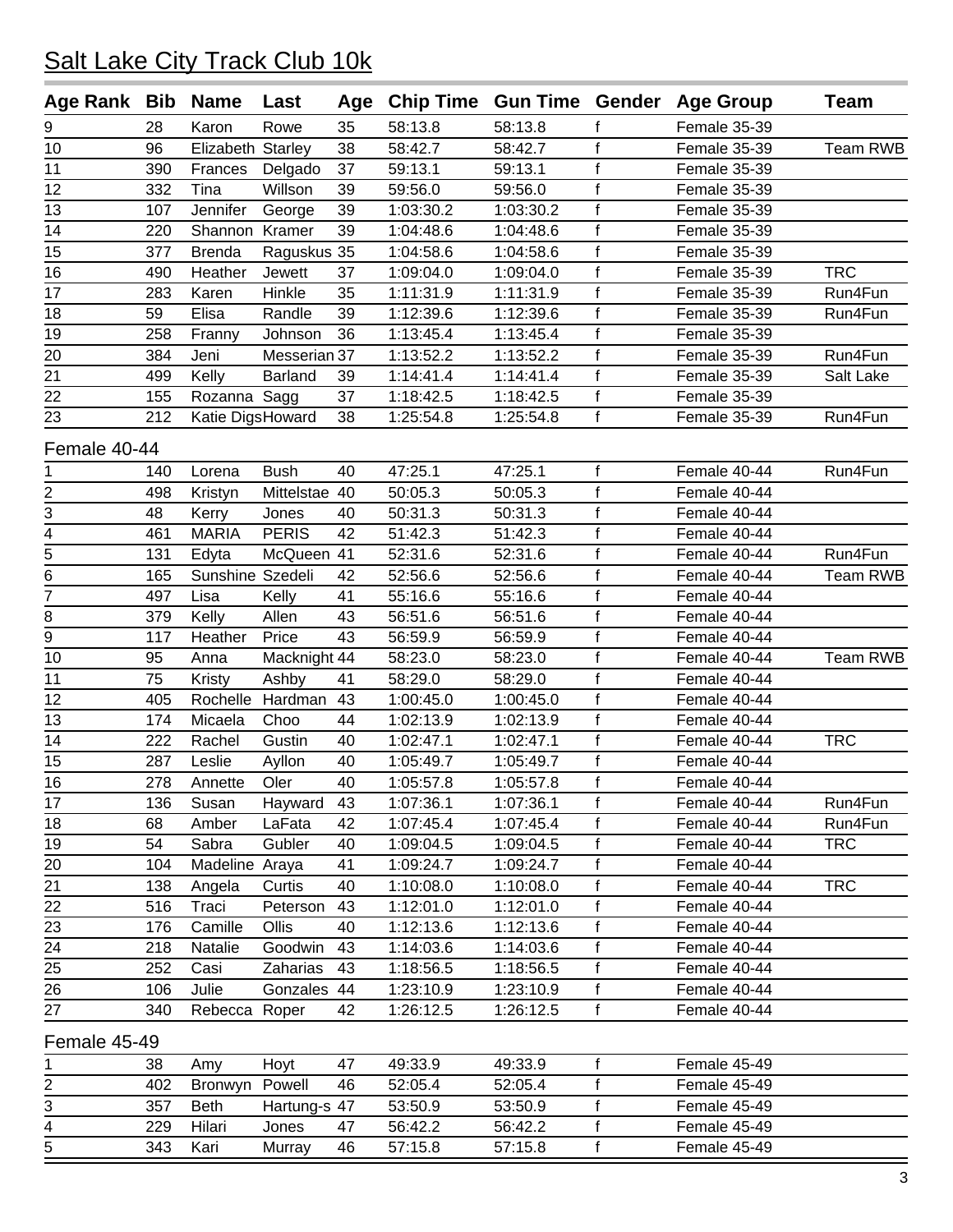# Salt Lake City Track Club 10k

| Age Rank | Bib | Name | Last | Age | Chip Time | Gun Time | Gender | Age Group | Team |
|---|---|---|---|---|---|---|---|---|---|
| 9 | 28 | Karon | Rowe | 35 | 58:13.8 | 58:13.8 | f | Female 35-39 | |
| 10 | 96 | Elizabeth | Starley | 38 | 58:42.7 | 58:42.7 | f | Female 35-39 | Team RWB |
| 11 | 390 | Frances | Delgado | 37 | 59:13.1 | 59:13.1 | f | Female 35-39 | |
| 12 | 332 | Tina | Willson | 39 | 59:56.0 | 59:56.0 | f | Female 35-39 | |
| 13 | 107 | Jennifer | George | 39 | 1:03:30.2 | 1:03:30.2 | f | Female 35-39 | |
| 14 | 220 | Shannon | Kramer | 39 | 1:04:48.6 | 1:04:48.6 | f | Female 35-39 | |
| 15 | 377 | Brenda | Raguskus | 35 | 1:04:58.6 | 1:04:58.6 | f | Female 35-39 | |
| 16 | 490 | Heather | Jewett | 37 | 1:09:04.0 | 1:09:04.0 | f | Female 35-39 | TRC |
| 17 | 283 | Karen | Hinkle | 35 | 1:11:31.9 | 1:11:31.9 | f | Female 35-39 | Run4Fun |
| 18 | 59 | Elisa | Randle | 39 | 1:12:39.6 | 1:12:39.6 | f | Female 35-39 | Run4Fun |
| 19 | 258 | Franny | Johnson | 36 | 1:13:45.4 | 1:13:45.4 | f | Female 35-39 | |
| 20 | 384 | Jeni | Messerian | 37 | 1:13:52.2 | 1:13:52.2 | f | Female 35-39 | Run4Fun |
| 21 | 499 | Kelly | Barland | 39 | 1:14:41.4 | 1:14:41.4 | f | Female 35-39 | Salt Lake |
| 22 | 155 | Rozanna | Sagg | 37 | 1:18:42.5 | 1:18:42.5 | f | Female 35-39 | |
| 23 | 212 | Katie Digs | Howard | 38 | 1:25:54.8 | 1:25:54.8 | f | Female 35-39 | Run4Fun |

Female 40-44

| Age Rank | Bib | Name | Last | Age | Chip Time | Gun Time | Gender | Age Group | Team |
|---|---|---|---|---|---|---|---|---|---|
| 1 | 140 | Lorena | Bush | 40 | 47:25.1 | 47:25.1 | f | Female 40-44 | Run4Fun |
| 2 | 498 | Kristyn | Mittelstae | 40 | 50:05.3 | 50:05.3 | f | Female 40-44 | |
| 3 | 48 | Kerry | Jones | 40 | 50:31.3 | 50:31.3 | f | Female 40-44 | |
| 4 | 461 | MARIA | PERIS | 42 | 51:42.3 | 51:42.3 | f | Female 40-44 | |
| 5 | 131 | Edyta | McQueen | 41 | 52:31.6 | 52:31.6 | f | Female 40-44 | Run4Fun |
| 6 | 165 | Sunshine | Szedeli | 42 | 52:56.6 | 52:56.6 | f | Female 40-44 | Team RWB |
| 7 | 497 | Lisa | Kelly | 41 | 55:16.6 | 55:16.6 | f | Female 40-44 | |
| 8 | 379 | Kelly | Allen | 43 | 56:51.6 | 56:51.6 | f | Female 40-44 | |
| 9 | 117 | Heather | Price | 43 | 56:59.9 | 56:59.9 | f | Female 40-44 | |
| 10 | 95 | Anna | Macknight | 44 | 58:23.0 | 58:23.0 | f | Female 40-44 | Team RWB |
| 11 | 75 | Kristy | Ashby | 41 | 58:29.0 | 58:29.0 | f | Female 40-44 | |
| 12 | 405 | Rochelle | Hardman | 43 | 1:00:45.0 | 1:00:45.0 | f | Female 40-44 | |
| 13 | 174 | Micaela | Choo | 44 | 1:02:13.9 | 1:02:13.9 | f | Female 40-44 | |
| 14 | 222 | Rachel | Gustin | 40 | 1:02:47.1 | 1:02:47.1 | f | Female 40-44 | TRC |
| 15 | 287 | Leslie | Ayllon | 40 | 1:05:49.7 | 1:05:49.7 | f | Female 40-44 | |
| 16 | 278 | Annette | Oler | 40 | 1:05:57.8 | 1:05:57.8 | f | Female 40-44 | |
| 17 | 136 | Susan | Hayward | 43 | 1:07:36.1 | 1:07:36.1 | f | Female 40-44 | Run4Fun |
| 18 | 68 | Amber | LaFata | 42 | 1:07:45.4 | 1:07:45.4 | f | Female 40-44 | Run4Fun |
| 19 | 54 | Sabra | Gubler | 40 | 1:09:04.5 | 1:09:04.5 | f | Female 40-44 | TRC |
| 20 | 104 | Madeline | Araya | 41 | 1:09:24.7 | 1:09:24.7 | f | Female 40-44 | |
| 21 | 138 | Angela | Curtis | 40 | 1:10:08.0 | 1:10:08.0 | f | Female 40-44 | TRC |
| 22 | 516 | Traci | Peterson | 43 | 1:12:01.0 | 1:12:01.0 | f | Female 40-44 | |
| 23 | 176 | Camille | Ollis | 40 | 1:12:13.6 | 1:12:13.6 | f | Female 40-44 | |
| 24 | 218 | Natalie | Goodwin | 43 | 1:14:03.6 | 1:14:03.6 | f | Female 40-44 | |
| 25 | 252 | Casi | Zaharias | 43 | 1:18:56.5 | 1:18:56.5 | f | Female 40-44 | |
| 26 | 106 | Julie | Gonzales | 44 | 1:23:10.9 | 1:23:10.9 | f | Female 40-44 | |
| 27 | 340 | Rebecca | Roper | 42 | 1:26:12.5 | 1:26:12.5 | f | Female 40-44 | |

Female 45-49

| Age Rank | Bib | Name | Last | Age | Chip Time | Gun Time | Gender | Age Group | Team |
|---|---|---|---|---|---|---|---|---|---|
| 1 | 38 | Amy | Hoyt | 47 | 49:33.9 | 49:33.9 | f | Female 45-49 | |
| 2 | 402 | Bronwyn | Powell | 46 | 52:05.4 | 52:05.4 | f | Female 45-49 | |
| 3 | 357 | Beth | Hartung-s | 47 | 53:50.9 | 53:50.9 | f | Female 45-49 | |
| 4 | 229 | Hilari | Jones | 47 | 56:42.2 | 56:42.2 | f | Female 45-49 | |
| 5 | 343 | Kari | Murray | 46 | 57:15.8 | 57:15.8 | f | Female 45-49 | |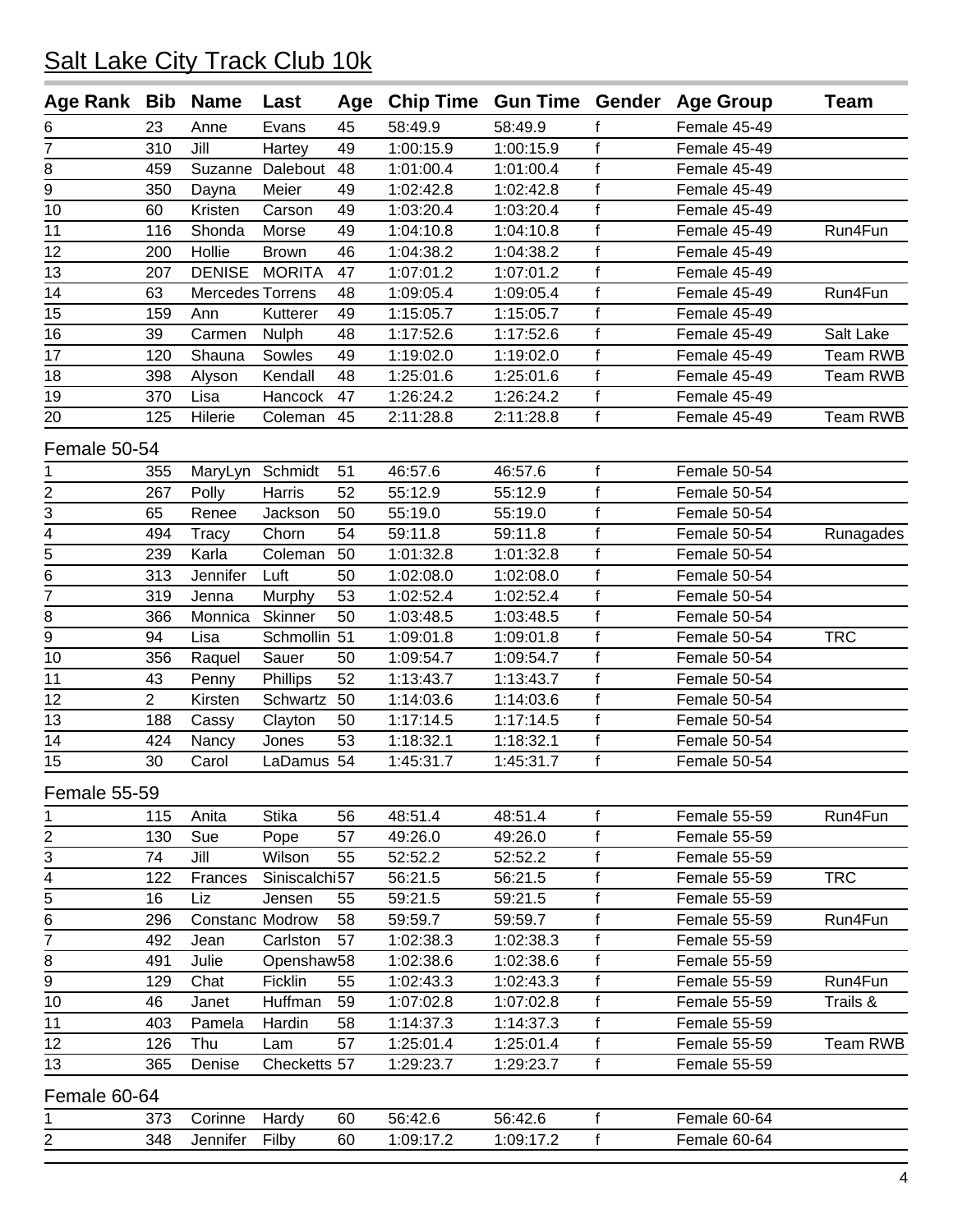# Salt Lake City Track Club 10k

| Age Rank | Bib | Name | Last | Age | Chip Time | Gun Time | Gender | Age Group | Team |
|---|---|---|---|---|---|---|---|---|---|
| 6 | 23 | Anne | Evans | 45 | 58:49.9 | 58:49.9 | f | Female 45-49 | |
| 7 | 310 | Jill | Hartey | 49 | 1:00:15.9 | 1:00:15.9 | f | Female 45-49 | |
| 8 | 459 | Suzanne | Dalebout | 48 | 1:01:00.4 | 1:01:00.4 | f | Female 45-49 | |
| 9 | 350 | Dayna | Meier | 49 | 1:02:42.8 | 1:02:42.8 | f | Female 45-49 | |
| 10 | 60 | Kristen | Carson | 49 | 1:03:20.4 | 1:03:20.4 | f | Female 45-49 | |
| 11 | 116 | Shonda | Morse | 49 | 1:04:10.8 | 1:04:10.8 | f | Female 45-49 | Run4Fun |
| 12 | 200 | Hollie | Brown | 46 | 1:04:38.2 | 1:04:38.2 | f | Female 45-49 | |
| 13 | 207 | DENISE | MORITA | 47 | 1:07:01.2 | 1:07:01.2 | f | Female 45-49 | |
| 14 | 63 | Mercedes | Torrens | 48 | 1:09:05.4 | 1:09:05.4 | f | Female 45-49 | Run4Fun |
| 15 | 159 | Ann | Kutterer | 49 | 1:15:05.7 | 1:15:05.7 | f | Female 45-49 | |
| 16 | 39 | Carmen | Nulph | 48 | 1:17:52.6 | 1:17:52.6 | f | Female 45-49 | Salt Lake |
| 17 | 120 | Shauna | Sowles | 49 | 1:19:02.0 | 1:19:02.0 | f | Female 45-49 | Team RWB |
| 18 | 398 | Alyson | Kendall | 48 | 1:25:01.6 | 1:25:01.6 | f | Female 45-49 | Team RWB |
| 19 | 370 | Lisa | Hancock | 47 | 1:26:24.2 | 1:26:24.2 | f | Female 45-49 | |
| 20 | 125 | Hilerie | Coleman | 45 | 2:11:28.8 | 2:11:28.8 | f | Female 45-49 | Team RWB |

Female 50-54

| Age Rank | Bib | Name | Last | Age | Chip Time | Gun Time | Gender | Age Group | Team |
|---|---|---|---|---|---|---|---|---|---|
| 1 | 355 | MaryLyn | Schmidt | 51 | 46:57.6 | 46:57.6 | f | Female 50-54 | |
| 2 | 267 | Polly | Harris | 52 | 55:12.9 | 55:12.9 | f | Female 50-54 | |
| 3 | 65 | Renee | Jackson | 50 | 55:19.0 | 55:19.0 | f | Female 50-54 | |
| 4 | 494 | Tracy | Chorn | 54 | 59:11.8 | 59:11.8 | f | Female 50-54 | Runagades |
| 5 | 239 | Karla | Coleman | 50 | 1:01:32.8 | 1:01:32.8 | f | Female 50-54 | |
| 6 | 313 | Jennifer | Luft | 50 | 1:02:08.0 | 1:02:08.0 | f | Female 50-54 | |
| 7 | 319 | Jenna | Murphy | 53 | 1:02:52.4 | 1:02:52.4 | f | Female 50-54 | |
| 8 | 366 | Monnica | Skinner | 50 | 1:03:48.5 | 1:03:48.5 | f | Female 50-54 | |
| 9 | 94 | Lisa | Schmollin | 51 | 1:09:01.8 | 1:09:01.8 | f | Female 50-54 | TRC |
| 10 | 356 | Raquel | Sauer | 50 | 1:09:54.7 | 1:09:54.7 | f | Female 50-54 | |
| 11 | 43 | Penny | Phillips | 52 | 1:13:43.7 | 1:13:43.7 | f | Female 50-54 | |
| 12 | 2 | Kirsten | Schwartz | 50 | 1:14:03.6 | 1:14:03.6 | f | Female 50-54 | |
| 13 | 188 | Cassy | Clayton | 50 | 1:17:14.5 | 1:17:14.5 | f | Female 50-54 | |
| 14 | 424 | Nancy | Jones | 53 | 1:18:32.1 | 1:18:32.1 | f | Female 50-54 | |
| 15 | 30 | Carol | LaDamus | 54 | 1:45:31.7 | 1:45:31.7 | f | Female 50-54 | |

Female 55-59

| Age Rank | Bib | Name | Last | Age | Chip Time | Gun Time | Gender | Age Group | Team |
|---|---|---|---|---|---|---|---|---|---|
| 1 | 115 | Anita | Stika | 56 | 48:51.4 | 48:51.4 | f | Female 55-59 | Run4Fun |
| 2 | 130 | Sue | Pope | 57 | 49:26.0 | 49:26.0 | f | Female 55-59 | |
| 3 | 74 | Jill | Wilson | 55 | 52:52.2 | 52:52.2 | f | Female 55-59 | |
| 4 | 122 | Frances | Siniscalchi | 57 | 56:21.5 | 56:21.5 | f | Female 55-59 | TRC |
| 5 | 16 | Liz | Jensen | 55 | 59:21.5 | 59:21.5 | f | Female 55-59 | |
| 6 | 296 | Constanc | Modrow | 58 | 59:59.7 | 59:59.7 | f | Female 55-59 | Run4Fun |
| 7 | 492 | Jean | Carlston | 57 | 1:02:38.3 | 1:02:38.3 | f | Female 55-59 | |
| 8 | 491 | Julie | Openshaw | 58 | 1:02:38.6 | 1:02:38.6 | f | Female 55-59 | |
| 9 | 129 | Chat | Ficklin | 55 | 1:02:43.3 | 1:02:43.3 | f | Female 55-59 | Run4Fun |
| 10 | 46 | Janet | Huffman | 59 | 1:07:02.8 | 1:07:02.8 | f | Female 55-59 | Trails & |
| 11 | 403 | Pamela | Hardin | 58 | 1:14:37.3 | 1:14:37.3 | f | Female 55-59 | |
| 12 | 126 | Thu | Lam | 57 | 1:25:01.4 | 1:25:01.4 | f | Female 55-59 | Team RWB |
| 13 | 365 | Denise | Checketts | 57 | 1:29:23.7 | 1:29:23.7 | f | Female 55-59 | |

Female 60-64

| Age Rank | Bib | Name | Last | Age | Chip Time | Gun Time | Gender | Age Group | Team |
|---|---|---|---|---|---|---|---|---|---|
| 1 | 373 | Corinne | Hardy | 60 | 56:42.6 | 56:42.6 | f | Female 60-64 | |
| 2 | 348 | Jennifer | Filby | 60 | 1:09:17.2 | 1:09:17.2 | f | Female 60-64 | |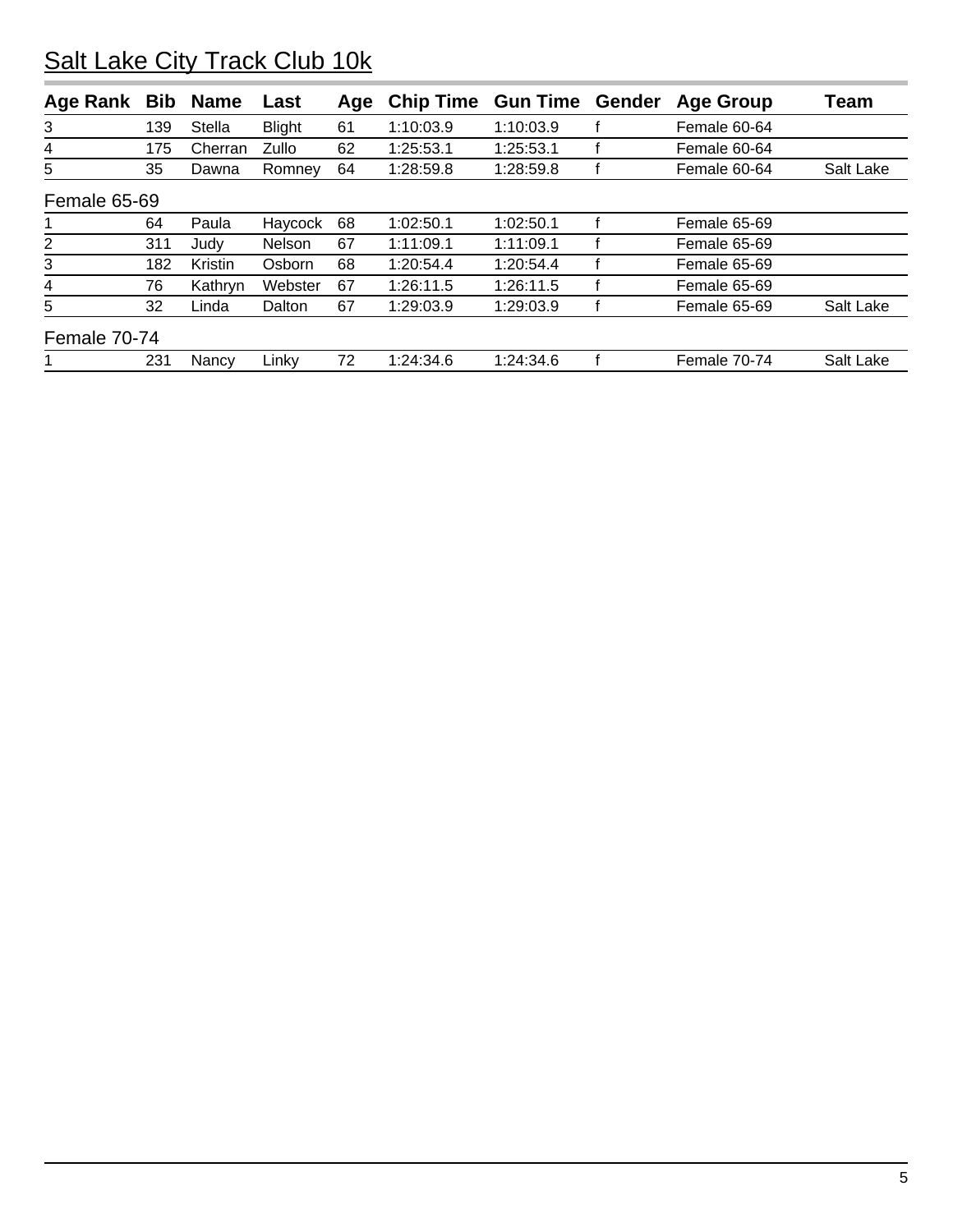# Salt Lake City Track Club 10k

| Age Rank | Bib | Name | Last | Age | Chip Time | Gun Time | Gender | Age Group | Team |
|---|---|---|---|---|---|---|---|---|---|
| 3 | 139 | Stella | Blight | 61 | 1:10:03.9 | 1:10:03.9 | f | Female 60-64 | |
| 4 | 175 | Cherran | Zullo | 62 | 1:25:53.1 | 1:25:53.1 | f | Female 60-64 | |
| 5 | 35 | Dawna | Romney | 64 | 1:28:59.8 | 1:28:59.8 | f | Female 60-64 | Salt Lake |

Female 65-69

| Age Rank | Bib | Name | Last | Age | Chip Time | Gun Time | Gender | Age Group | Team |
|---|---|---|---|---|---|---|---|---|---|
| 1 | 64 | Paula | Haycock | 68 | 1:02:50.1 | 1:02:50.1 | f | Female 65-69 | |
| 2 | 311 | Judy | Nelson | 67 | 1:11:09.1 | 1:11:09.1 | f | Female 65-69 | |
| 3 | 182 | Kristin | Osborn | 68 | 1:20:54.4 | 1:20:54.4 | f | Female 65-69 | |
| 4 | 76 | Kathryn | Webster | 67 | 1:26:11.5 | 1:26:11.5 | f | Female 65-69 | |
| 5 | 32 | Linda | Dalton | 67 | 1:29:03.9 | 1:29:03.9 | f | Female 65-69 | Salt Lake |

Female 70-74

| Age Rank | Bib | Name | Last | Age | Chip Time | Gun Time | Gender | Age Group | Team |
|---|---|---|---|---|---|---|---|---|---|
| 1 | 231 | Nancy | Linky | 72 | 1:24:34.6 | 1:24:34.6 | f | Female 70-74 | Salt Lake |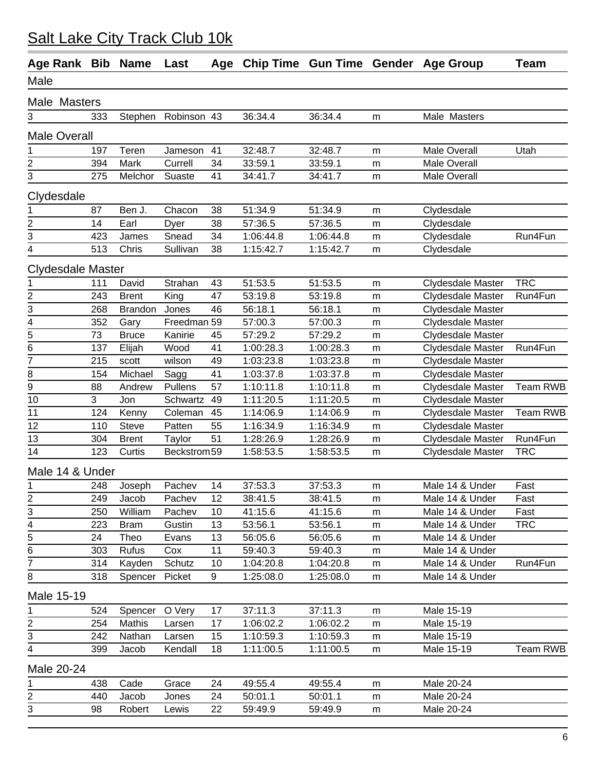# Salt Lake City Track Club 10k

| Age Rank | Bib | Name | Last | Age | Chip Time | Gun Time | Gender | Age Group | Team |
|---|---|---|---|---|---|---|---|---|---|
| **Male** | | | | | | | | | |
| **Male Masters** | | | | | | | | | |
| 3 | 333 | Stephen | Robinson | 43 | 36:34.4 | 36:34.4 | m | Male Masters | |
| **Male Overall** | | | | | | | | | |
| 1 | 197 | Teren | Jameson | 41 | 32:48.7 | 32:48.7 | m | Male Overall | Utah |
| 2 | 394 | Mark | Currell | 34 | 33:59.1 | 33:59.1 | m | Male Overall | |
| 3 | 275 | Melchor | Suaste | 41 | 34:41.7 | 34:41.7 | m | Male Overall | |
| **Clydesdale** | | | | | | | | | |
| 1 | 87 | Ben J. | Chacon | 38 | 51:34.9 | 51:34.9 | m | Clydesdale | |
| 2 | 14 | Earl | Dyer | 38 | 57:36.5 | 57:36.5 | m | Clydesdale | |
| 3 | 423 | James | Snead | 34 | 1:06:44.8 | 1:06:44.8 | m | Clydesdale | Run4Fun |
| 4 | 513 | Chris | Sullivan | 38 | 1:15:42.7 | 1:15:42.7 | m | Clydesdale | |
| **Clydesdale Master** | | | | | | | | | |
| 1 | 111 | David | Strahan | 43 | 51:53.5 | 51:53.5 | m | Clydesdale Master | TRC |
| 2 | 243 | Brent | King | 47 | 53:19.8 | 53:19.8 | m | Clydesdale Master | Run4Fun |
| 3 | 268 | Brandon | Jones | 46 | 56:18.1 | 56:18.1 | m | Clydesdale Master | |
| 4 | 352 | Gary | Freedman | 59 | 57:00.3 | 57:00.3 | m | Clydesdale Master | |
| 5 | 73 | Bruce | Kanirie | 45 | 57:29.2 | 57:29.2 | m | Clydesdale Master | |
| 6 | 137 | Elijah | Wood | 41 | 1:00:28.3 | 1:00:28.3 | m | Clydesdale Master | Run4Fun |
| 7 | 215 | scott | wilson | 49 | 1:03:23.8 | 1:03:23.8 | m | Clydesdale Master | |
| 8 | 154 | Michael | Sagg | 41 | 1:03:37.8 | 1:03:37.8 | m | Clydesdale Master | |
| 9 | 88 | Andrew | Pullens | 57 | 1:10:11.8 | 1:10:11.8 | m | Clydesdale Master | Team RWB |
| 10 | 3 | Jon | Schwartz | 49 | 1:11:20.5 | 1:11:20.5 | m | Clydesdale Master | |
| 11 | 124 | Kenny | Coleman | 45 | 1:14:06.9 | 1:14:06.9 | m | Clydesdale Master | Team RWB |
| 12 | 110 | Steve | Patten | 55 | 1:16:34.9 | 1:16:34.9 | m | Clydesdale Master | |
| 13 | 304 | Brent | Taylor | 51 | 1:28:26.9 | 1:28:26.9 | m | Clydesdale Master | Run4Fun |
| 14 | 123 | Curtis | Beckstrom | 59 | 1:58:53.5 | 1:58:53.5 | m | Clydesdale Master | TRC |
| **Male 14 & Under** | | | | | | | | | |
| 1 | 248 | Joseph | Pachev | 14 | 37:53.3 | 37:53.3 | m | Male 14 & Under | Fast |
| 2 | 249 | Jacob | Pachev | 12 | 38:41.5 | 38:41.5 | m | Male 14 & Under | Fast |
| 3 | 250 | William | Pachev | 10 | 41:15.6 | 41:15.6 | m | Male 14 & Under | Fast |
| 4 | 223 | Bram | Gustin | 13 | 53:56.1 | 53:56.1 | m | Male 14 & Under | TRC |
| 5 | 24 | Theo | Evans | 13 | 56:05.6 | 56:05.6 | m | Male 14 & Under | |
| 6 | 303 | Rufus | Cox | 11 | 59:40.3 | 59:40.3 | m | Male 14 & Under | |
| 7 | 314 | Kayden | Schutz | 10 | 1:04:20.8 | 1:04:20.8 | m | Male 14 & Under | Run4Fun |
| 8 | 318 | Spencer | Picket | 9 | 1:25:08.0 | 1:25:08.0 | m | Male 14 & Under | |
| **Male 15-19** | | | | | | | | | |
| 1 | 524 | Spencer | O Very | 17 | 37:11.3 | 37:11.3 | m | Male 15-19 | |
| 2 | 254 | Mathis | Larsen | 17 | 1:06:02.2 | 1:06:02.2 | m | Male 15-19 | |
| 3 | 242 | Nathan | Larsen | 15 | 1:10:59.3 | 1:10:59.3 | m | Male 15-19 | |
| 4 | 399 | Jacob | Kendall | 18 | 1:11:00.5 | 1:11:00.5 | m | Male 15-19 | Team RWB |
| **Male 20-24** | | | | | | | | | |
| 1 | 438 | Cade | Grace | 24 | 49:55.4 | 49:55.4 | m | Male 20-24 | |
| 2 | 440 | Jacob | Jones | 24 | 50:01.1 | 50:01.1 | m | Male 20-24 | |
| 3 | 98 | Robert | Lewis | 22 | 59:49.9 | 59:49.9 | m | Male 20-24 | |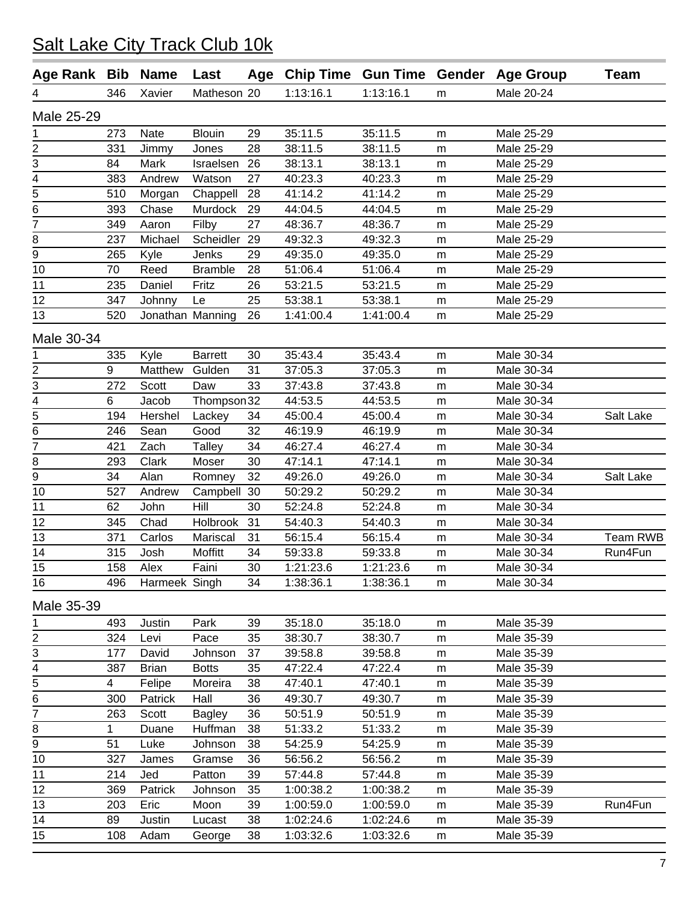# Salt Lake City Track Club 10k

| Age Rank | Bib | Name | Last | Age | Chip Time | Gun Time | Gender | Age Group | Team |
|---|---|---|---|---|---|---|---|---|---|
| 4 | 346 | Xavier | Matheson | 20 | 1:13:16.1 | 1:13:16.1 | m | Male 20-24 | |
| **Male 25-29** | | | | | | | | | |
| 1 | 273 | Nate | Blouin | 29 | 35:11.5 | 35:11.5 | m | Male 25-29 | |
| 2 | 331 | Jimmy | Jones | 28 | 38:11.5 | 38:11.5 | m | Male 25-29 | |
| 3 | 84 | Mark | Israelsen | 26 | 38:13.1 | 38:13.1 | m | Male 25-29 | |
| 4 | 383 | Andrew | Watson | 27 | 40:23.3 | 40:23.3 | m | Male 25-29 | |
| 5 | 510 | Morgan | Chappell | 28 | 41:14.2 | 41:14.2 | m | Male 25-29 | |
| 6 | 393 | Chase | Murdock | 29 | 44:04.5 | 44:04.5 | m | Male 25-29 | |
| 7 | 349 | Aaron | Filby | 27 | 48:36.7 | 48:36.7 | m | Male 25-29 | |
| 8 | 237 | Michael | Scheidler | 29 | 49:32.3 | 49:32.3 | m | Male 25-29 | |
| 9 | 265 | Kyle | Jenks | 29 | 49:35.0 | 49:35.0 | m | Male 25-29 | |
| 10 | 70 | Reed | Bramble | 28 | 51:06.4 | 51:06.4 | m | Male 25-29 | |
| 11 | 235 | Daniel | Fritz | 26 | 53:21.5 | 53:21.5 | m | Male 25-29 | |
| 12 | 347 | Johnny | Le | 25 | 53:38.1 | 53:38.1 | m | Male 25-29 | |
| 13 | 520 | Jonathan | Manning | 26 | 1:41:00.4 | 1:41:00.4 | m | Male 25-29 | |
| **Male 30-34** | | | | | | | | | |
| 1 | 335 | Kyle | Barrett | 30 | 35:43.4 | 35:43.4 | m | Male 30-34 | |
| 2 | 9 | Matthew | Gulden | 31 | 37:05.3 | 37:05.3 | m | Male 30-34 | |
| 3 | 272 | Scott | Daw | 33 | 37:43.8 | 37:43.8 | m | Male 30-34 | |
| 4 | 6 | Jacob | Thompson | 32 | 44:53.5 | 44:53.5 | m | Male 30-34 | |
| 5 | 194 | Hershel | Lackey | 34 | 45:00.4 | 45:00.4 | m | Male 30-34 | Salt Lake |
| 6 | 246 | Sean | Good | 32 | 46:19.9 | 46:19.9 | m | Male 30-34 | |
| 7 | 421 | Zach | Talley | 34 | 46:27.4 | 46:27.4 | m | Male 30-34 | |
| 8 | 293 | Clark | Moser | 30 | 47:14.1 | 47:14.1 | m | Male 30-34 | |
| 9 | 34 | Alan | Romney | 32 | 49:26.0 | 49:26.0 | m | Male 30-34 | Salt Lake |
| 10 | 527 | Andrew | Campbell | 30 | 50:29.2 | 50:29.2 | m | Male 30-34 | |
| 11 | 62 | John | Hill | 30 | 52:24.8 | 52:24.8 | m | Male 30-34 | |
| 12 | 345 | Chad | Holbrook | 31 | 54:40.3 | 54:40.3 | m | Male 30-34 | |
| 13 | 371 | Carlos | Mariscal | 31 | 56:15.4 | 56:15.4 | m | Male 30-34 | Team RWB |
| 14 | 315 | Josh | Moffitt | 34 | 59:33.8 | 59:33.8 | m | Male 30-34 | Run4Fun |
| 15 | 158 | Alex | Faini | 30 | 1:21:23.6 | 1:21:23.6 | m | Male 30-34 | |
| 16 | 496 | Harmeek | Singh | 34 | 1:38:36.1 | 1:38:36.1 | m | Male 30-34 | |
| **Male 35-39** | | | | | | | | | |
| 1 | 493 | Justin | Park | 39 | 35:18.0 | 35:18.0 | m | Male 35-39 | |
| 2 | 324 | Levi | Pace | 35 | 38:30.7 | 38:30.7 | m | Male 35-39 | |
| 3 | 177 | David | Johnson | 37 | 39:58.8 | 39:58.8 | m | Male 35-39 | |
| 4 | 387 | Brian | Botts | 35 | 47:22.4 | 47:22.4 | m | Male 35-39 | |
| 5 | 4 | Felipe | Moreira | 38 | 47:40.1 | 47:40.1 | m | Male 35-39 | |
| 6 | 300 | Patrick | Hall | 36 | 49:30.7 | 49:30.7 | m | Male 35-39 | |
| 7 | 263 | Scott | Bagley | 36 | 50:51.9 | 50:51.9 | m | Male 35-39 | |
| 8 | 1 | Duane | Huffman | 38 | 51:33.2 | 51:33.2 | m | Male 35-39 | |
| 9 | 51 | Luke | Johnson | 38 | 54:25.9 | 54:25.9 | m | Male 35-39 | |
| 10 | 327 | James | Gramse | 36 | 56:56.2 | 56:56.2 | m | Male 35-39 | |
| 11 | 214 | Jed | Patton | 39 | 57:44.8 | 57:44.8 | m | Male 35-39 | |
| 12 | 369 | Patrick | Johnson | 35 | 1:00:38.2 | 1:00:38.2 | m | Male 35-39 | |
| 13 | 203 | Eric | Moon | 39 | 1:00:59.0 | 1:00:59.0 | m | Male 35-39 | Run4Fun |
| 14 | 89 | Justin | Lucast | 38 | 1:02:24.6 | 1:02:24.6 | m | Male 35-39 | |
| 15 | 108 | Adam | George | 38 | 1:03:32.6 | 1:03:32.6 | m | Male 35-39 | |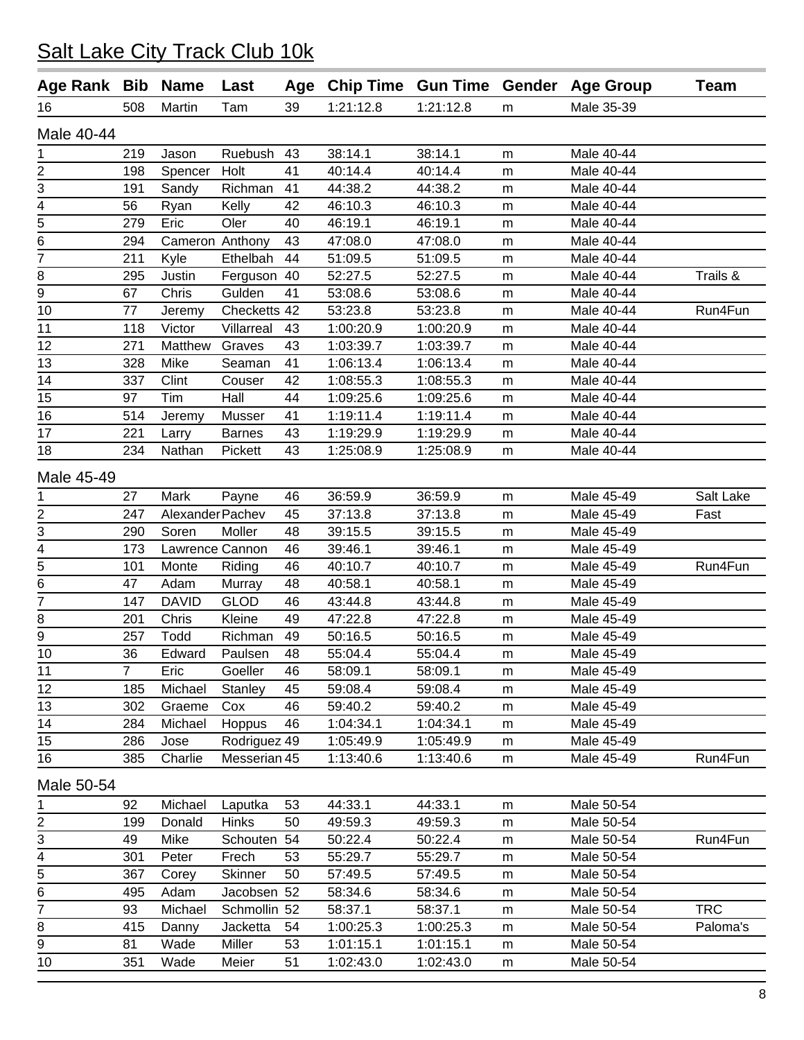# Salt Lake City Track Club 10k

| Age Rank | Bib | Name | Last | Age | Chip Time | Gun Time | Gender | Age Group | Team |
|---|---|---|---|---|---|---|---|---|---|
| 16 | 508 | Martin | Tam | 39 | 1:21:12.8 | 1:21:12.8 | m | Male 35-39 | |
| **Male 40-44** | | | | | | | | | |
| 1 | 219 | Jason | Ruebush | 43 | 38:14.1 | 38:14.1 | m | Male 40-44 | |
| 2 | 198 | Spencer | Holt | 41 | 40:14.4 | 40:14.4 | m | Male 40-44 | |
| 3 | 191 | Sandy | Richman | 41 | 44:38.2 | 44:38.2 | m | Male 40-44 | |
| 4 | 56 | Ryan | Kelly | 42 | 46:10.3 | 46:10.3 | m | Male 40-44 | |
| 5 | 279 | Eric | Oler | 40 | 46:19.1 | 46:19.1 | m | Male 40-44 | |
| 6 | 294 | Cameron | Anthony | 43 | 47:08.0 | 47:08.0 | m | Male 40-44 | |
| 7 | 211 | Kyle | Ethelbah | 44 | 51:09.5 | 51:09.5 | m | Male 40-44 | |
| 8 | 295 | Justin | Ferguson | 40 | 52:27.5 | 52:27.5 | m | Male 40-44 | Trails & |
| 9 | 67 | Chris | Gulden | 41 | 53:08.6 | 53:08.6 | m | Male 40-44 | |
| 10 | 77 | Jeremy | Checketts | 42 | 53:23.8 | 53:23.8 | m | Male 40-44 | Run4Fun |
| 11 | 118 | Victor | Villarreal | 43 | 1:00:20.9 | 1:00:20.9 | m | Male 40-44 | |
| 12 | 271 | Matthew | Graves | 43 | 1:03:39.7 | 1:03:39.7 | m | Male 40-44 | |
| 13 | 328 | Mike | Seaman | 41 | 1:06:13.4 | 1:06:13.4 | m | Male 40-44 | |
| 14 | 337 | Clint | Couser | 42 | 1:08:55.3 | 1:08:55.3 | m | Male 40-44 | |
| 15 | 97 | Tim | Hall | 44 | 1:09:25.6 | 1:09:25.6 | m | Male 40-44 | |
| 16 | 514 | Jeremy | Musser | 41 | 1:19:11.4 | 1:19:11.4 | m | Male 40-44 | |
| 17 | 221 | Larry | Barnes | 43 | 1:19:29.9 | 1:19:29.9 | m | Male 40-44 | |
| 18 | 234 | Nathan | Pickett | 43 | 1:25:08.9 | 1:25:08.9 | m | Male 40-44 | |
| **Male 45-49** | | | | | | | | | |
| 1 | 27 | Mark | Payne | 46 | 36:59.9 | 36:59.9 | m | Male 45-49 | Salt Lake |
| 2 | 247 | Alexander | Pachev | 45 | 37:13.8 | 37:13.8 | m | Male 45-49 | Fast |
| 3 | 290 | Soren | Moller | 48 | 39:15.5 | 39:15.5 | m | Male 45-49 | |
| 4 | 173 | Lawrence | Cannon | 46 | 39:46.1 | 39:46.1 | m | Male 45-49 | |
| 5 | 101 | Monte | Riding | 46 | 40:10.7 | 40:10.7 | m | Male 45-49 | Run4Fun |
| 6 | 47 | Adam | Murray | 48 | 40:58.1 | 40:58.1 | m | Male 45-49 | |
| 7 | 147 | DAVID | GLOD | 46 | 43:44.8 | 43:44.8 | m | Male 45-49 | |
| 8 | 201 | Chris | Kleine | 49 | 47:22.8 | 47:22.8 | m | Male 45-49 | |
| 9 | 257 | Todd | Richman | 49 | 50:16.5 | 50:16.5 | m | Male 45-49 | |
| 10 | 36 | Edward | Paulsen | 48 | 55:04.4 | 55:04.4 | m | Male 45-49 | |
| 11 | 7 | Eric | Goeller | 46 | 58:09.1 | 58:09.1 | m | Male 45-49 | |
| 12 | 185 | Michael | Stanley | 45 | 59:08.4 | 59:08.4 | m | Male 45-49 | |
| 13 | 302 | Graeme | Cox | 46 | 59:40.2 | 59:40.2 | m | Male 45-49 | |
| 14 | 284 | Michael | Hoppus | 46 | 1:04:34.1 | 1:04:34.1 | m | Male 45-49 | |
| 15 | 286 | Jose | Rodriguez | 49 | 1:05:49.9 | 1:05:49.9 | m | Male 45-49 | |
| 16 | 385 | Charlie | Messerian | 45 | 1:13:40.6 | 1:13:40.6 | m | Male 45-49 | Run4Fun |
| **Male 50-54** | | | | | | | | | |
| 1 | 92 | Michael | Laputka | 53 | 44:33.1 | 44:33.1 | m | Male 50-54 | |
| 2 | 199 | Donald | Hinks | 50 | 49:59.3 | 49:59.3 | m | Male 50-54 | |
| 3 | 49 | Mike | Schouten | 54 | 50:22.4 | 50:22.4 | m | Male 50-54 | Run4Fun |
| 4 | 301 | Peter | Frech | 53 | 55:29.7 | 55:29.7 | m | Male 50-54 | |
| 5 | 367 | Corey | Skinner | 50 | 57:49.5 | 57:49.5 | m | Male 50-54 | |
| 6 | 495 | Adam | Jacobsen | 52 | 58:34.6 | 58:34.6 | m | Male 50-54 | |
| 7 | 93 | Michael | Schmollin | 52 | 58:37.1 | 58:37.1 | m | Male 50-54 | TRC |
| 8 | 415 | Danny | Jacketta | 54 | 1:00:25.3 | 1:00:25.3 | m | Male 50-54 | Paloma's |
| 9 | 81 | Wade | Miller | 53 | 1:01:15.1 | 1:01:15.1 | m | Male 50-54 | |
| 10 | 351 | Wade | Meier | 51 | 1:02:43.0 | 1:02:43.0 | m | Male 50-54 | |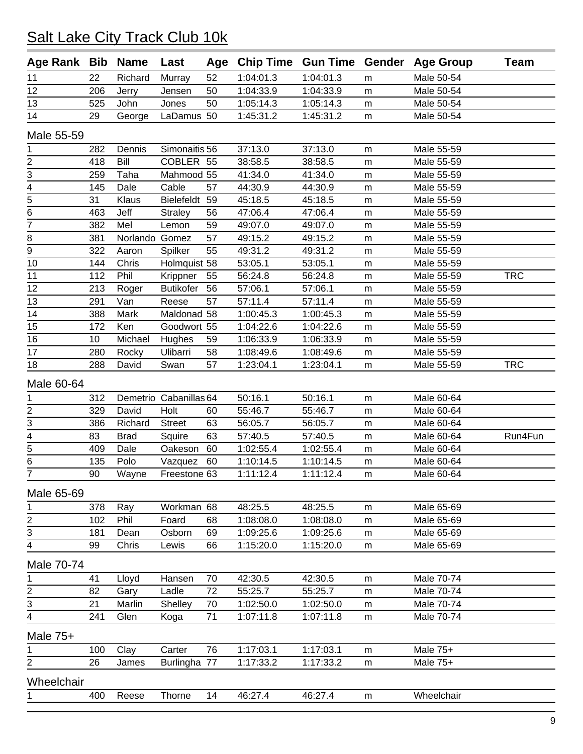# Salt Lake City Track Club 10k

| Age Rank | Bib | Name | Last | Age | Chip Time | Gun Time | Gender | Age Group | Team |
|---|---|---|---|---|---|---|---|---|---|
| 11 | 22 | Richard | Murray | 52 | 1:04:01.3 | 1:04:01.3 | m | Male 50-54 | |
| 12 | 206 | Jerry | Jensen | 50 | 1:04:33.9 | 1:04:33.9 | m | Male 50-54 | |
| 13 | 525 | John | Jones | 50 | 1:05:14.3 | 1:05:14.3 | m | Male 50-54 | |
| 14 | 29 | George | LaDamus | 50 | 1:45:31.2 | 1:45:31.2 | m | Male 50-54 | |
| Male 55-59 | | | | | | | | | |
| 1 | 282 | Dennis | Simonaitis | 56 | 37:13.0 | 37:13.0 | m | Male 55-59 | |
| 2 | 418 | Bill | COBLER | 55 | 38:58.5 | 38:58.5 | m | Male 55-59 | |
| 3 | 259 | Taha | Mahmood | 55 | 41:34.0 | 41:34.0 | m | Male 55-59 | |
| 4 | 145 | Dale | Cable | 57 | 44:30.9 | 44:30.9 | m | Male 55-59 | |
| 5 | 31 | Klaus | Bielefeldt | 59 | 45:18.5 | 45:18.5 | m | Male 55-59 | |
| 6 | 463 | Jeff | Straley | 56 | 47:06.4 | 47:06.4 | m | Male 55-59 | |
| 7 | 382 | Mel | Lemon | 59 | 49:07.0 | 49:07.0 | m | Male 55-59 | |
| 8 | 381 | Norlando | Gomez | 57 | 49:15.2 | 49:15.2 | m | Male 55-59 | |
| 9 | 322 | Aaron | Spilker | 55 | 49:31.2 | 49:31.2 | m | Male 55-59 | |
| 10 | 144 | Chris | Holmquist | 58 | 53:05.1 | 53:05.1 | m | Male 55-59 | |
| 11 | 112 | Phil | Krippner | 55 | 56:24.8 | 56:24.8 | m | Male 55-59 | TRC |
| 12 | 213 | Roger | Butikofer | 56 | 57:06.1 | 57:06.1 | m | Male 55-59 | |
| 13 | 291 | Van | Reese | 57 | 57:11.4 | 57:11.4 | m | Male 55-59 | |
| 14 | 388 | Mark | Maldonad | 58 | 1:00:45.3 | 1:00:45.3 | m | Male 55-59 | |
| 15 | 172 | Ken | Goodwort | 55 | 1:04:22.6 | 1:04:22.6 | m | Male 55-59 | |
| 16 | 10 | Michael | Hughes | 59 | 1:06:33.9 | 1:06:33.9 | m | Male 55-59 | |
| 17 | 280 | Rocky | Ulibarri | 58 | 1:08:49.6 | 1:08:49.6 | m | Male 55-59 | |
| 18 | 288 | David | Swan | 57 | 1:23:04.1 | 1:23:04.1 | m | Male 55-59 | TRC |
| Male 60-64 | | | | | | | | | |
| 1 | 312 | Demetrio | Cabanillas | 64 | 50:16.1 | 50:16.1 | m | Male 60-64 | |
| 2 | 329 | David | Holt | 60 | 55:46.7 | 55:46.7 | m | Male 60-64 | |
| 3 | 386 | Richard | Street | 63 | 56:05.7 | 56:05.7 | m | Male 60-64 | |
| 4 | 83 | Brad | Squire | 63 | 57:40.5 | 57:40.5 | m | Male 60-64 | Run4Fun |
| 5 | 409 | Dale | Oakeson | 60 | 1:02:55.4 | 1:02:55.4 | m | Male 60-64 | |
| 6 | 135 | Polo | Vazquez | 60 | 1:10:14.5 | 1:10:14.5 | m | Male 60-64 | |
| 7 | 90 | Wayne | Freestone | 63 | 1:11:12.4 | 1:11:12.4 | m | Male 60-64 | |
| Male 65-69 | | | | | | | | | |
| 1 | 378 | Ray | Workman | 68 | 48:25.5 | 48:25.5 | m | Male 65-69 | |
| 2 | 102 | Phil | Foard | 68 | 1:08:08.0 | 1:08:08.0 | m | Male 65-69 | |
| 3 | 181 | Dean | Osborn | 69 | 1:09:25.6 | 1:09:25.6 | m | Male 65-69 | |
| 4 | 99 | Chris | Lewis | 66 | 1:15:20.0 | 1:15:20.0 | m | Male 65-69 | |
| Male 70-74 | | | | | | | | | |
| 1 | 41 | Lloyd | Hansen | 70 | 42:30.5 | 42:30.5 | m | Male 70-74 | |
| 2 | 82 | Gary | Ladle | 72 | 55:25.7 | 55:25.7 | m | Male 70-74 | |
| 3 | 21 | Marlin | Shelley | 70 | 1:02:50.0 | 1:02:50.0 | m | Male 70-74 | |
| 4 | 241 | Glen | Koga | 71 | 1:07:11.8 | 1:07:11.8 | m | Male 70-74 | |
| Male 75+ | | | | | | | | | |
| 1 | 100 | Clay | Carter | 76 | 1:17:03.1 | 1:17:03.1 | m | Male 75+ | |
| 2 | 26 | James | Burlingha | 77 | 1:17:33.2 | 1:17:33.2 | m | Male 75+ | |
| Wheelchair | | | | | | | | | |
| 1 | 400 | Reese | Thorne | 14 | 46:27.4 | 46:27.4 | m | Wheelchair | |